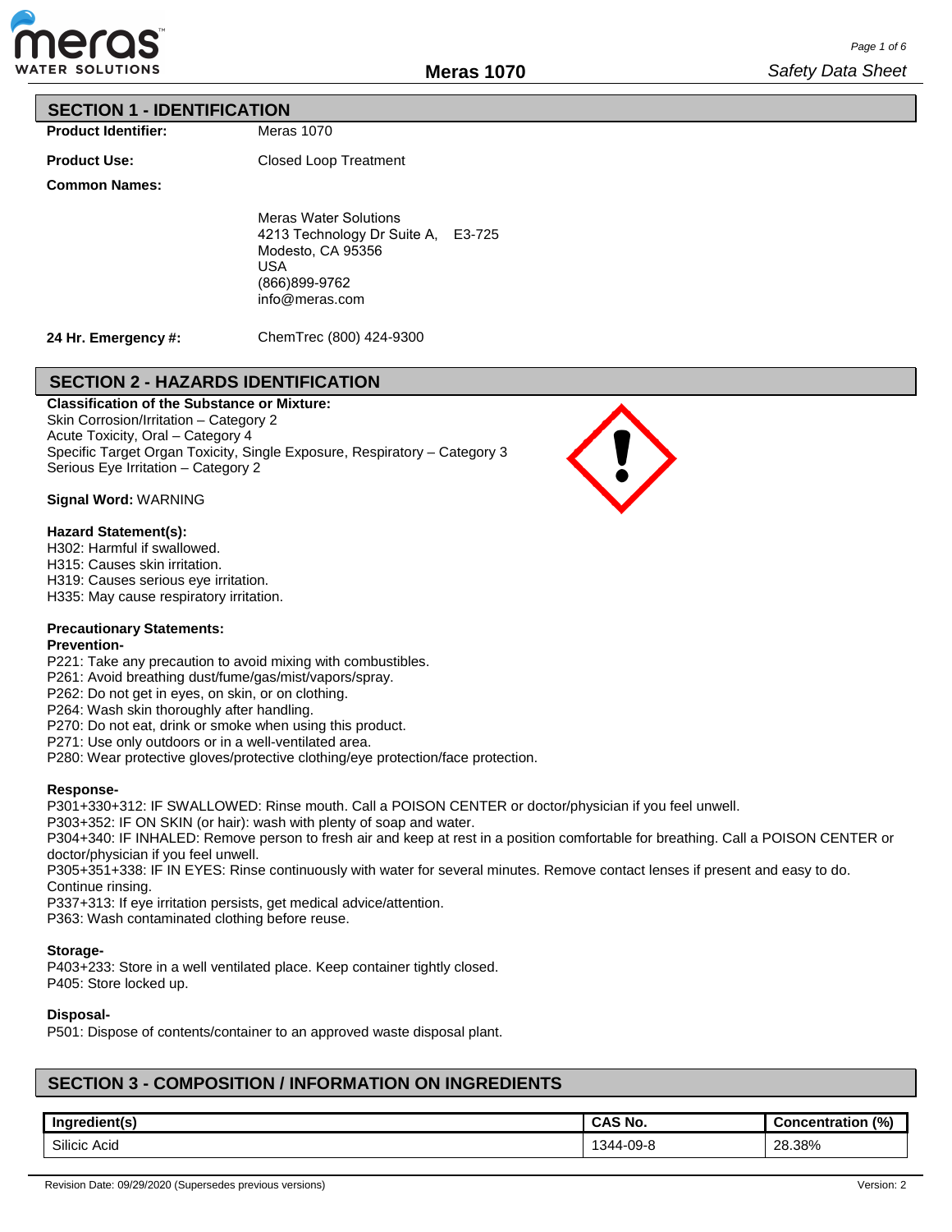# Meras 1070

## SECTION 1 - IDENTIFICATION

**Product Identifier:** Meras 1070

**Product Use:** Closed Loop Treatment

**Common Names:**

Meras Water Solutions
4213 Technology Dr Suite A, E3-725
Modesto, CA 95356
USA
(866)899-9762
info@meras.com

**24 Hr. Emergency #:** ChemTrec (800) 424-9300

## SECTION 2 - HAZARDS IDENTIFICATION

**Classification of the Substance or Mixture:**
Skin Corrosion/Irritation – Category 2
Acute Toxicity, Oral – Category 4
Specific Target Organ Toxicity, Single Exposure, Respiratory – Category 3
Serious Eye Irritation – Category 2

**Signal Word:** WARNING

**Hazard Statement(s):**
H302: Harmful if swallowed.
H315: Causes skin irritation.
H319: Causes serious eye irritation.
H335: May cause respiratory irritation.

**Precautionary Statements:**

**Prevention-**
P221: Take any precaution to avoid mixing with combustibles.
P261: Avoid breathing dust/fume/gas/mist/vapors/spray.
P262: Do not get in eyes, on skin, or on clothing.
P264: Wash skin thoroughly after handling.
P270: Do not eat, drink or smoke when using this product.
P271: Use only outdoors or in a well-ventilated area.
P280: Wear protective gloves/protective clothing/eye protection/face protection.

**Response-**
P301+330+312: IF SWALLOWED: Rinse mouth. Call a POISON CENTER or doctor/physician if you feel unwell.
P303+352: IF ON SKIN (or hair): wash with plenty of soap and water.
P304+340: IF INHALED: Remove person to fresh air and keep at rest in a position comfortable for breathing. Call a POISON CENTER or doctor/physician if you feel unwell.
P305+351+338: IF IN EYES: Rinse continuously with water for several minutes. Remove contact lenses if present and easy to do. Continue rinsing.
P337+313: If eye irritation persists, get medical advice/attention.
P363: Wash contaminated clothing before reuse.

**Storage-**
P403+233: Store in a well ventilated place. Keep container tightly closed.
P405: Store locked up.

**Disposal-**
P501: Dispose of contents/container to an approved waste disposal plant.

## SECTION 3 - COMPOSITION / INFORMATION ON INGREDIENTS

| Ingredient(s) | CAS No. | Concentration (%) |
|---|---|---|
| Silicic Acid | 1344-09-8 | 28.38% |

Revision Date: 09/29/2020 (Supersedes previous versions) Version: 2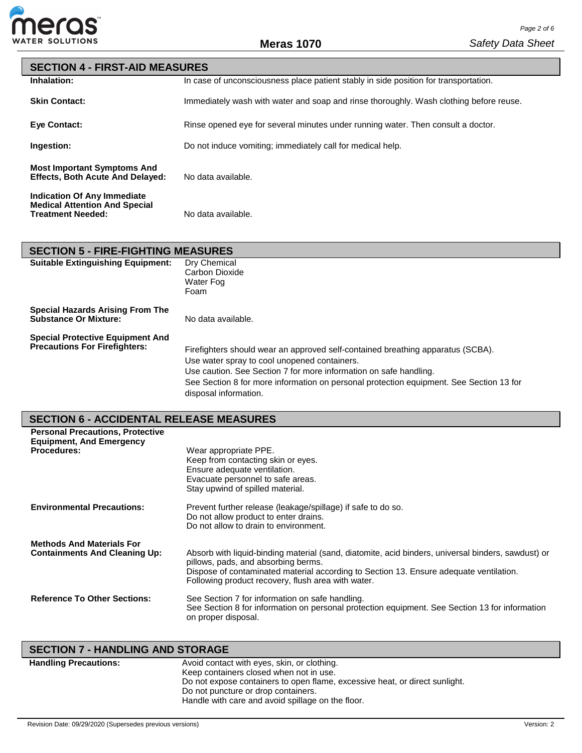## SECTION 4 - FIRST-AID MEASURES

**Inhalation:** In case of unconsciousness place patient stably in side position for transportation.

**Skin Contact:** Immediately wash with water and soap and rinse thoroughly. Wash clothing before reuse.

**Eye Contact:** Rinse opened eye for several minutes under running water. Then consult a doctor.

**Ingestion:** Do not induce vomiting; immediately call for medical help.

**Most Important Symptoms And Effects, Both Acute And Delayed:** No data available.

**Indication Of Any Immediate Medical Attention And Special Treatment Needed:** No data available.

## SECTION 5 - FIRE-FIGHTING MEASURES

**Suitable Extinguishing Equipment:**
Dry Chemical
Carbon Dioxide
Water Fog
Foam

**Special Hazards Arising From The Substance Or Mixture:** No data available.

**Special Protective Equipment And Precautions For Firefighters:**
Firefighters should wear an approved self-contained breathing apparatus (SCBA).
Use water spray to cool unopened containers.
Use caution. See Section 7 for more information on safe handling.
See Section 8 for more information on personal protection equipment. See Section 13 for disposal information.

## SECTION 6 - ACCIDENTAL RELEASE MEASURES

**Personal Precautions, Protective Equipment, And Emergency Procedures:**
Wear appropriate PPE.
Keep from contacting skin or eyes.
Ensure adequate ventilation.
Evacuate personnel to safe areas.
Stay upwind of spilled material.

**Environmental Precautions:**
Prevent further release (leakage/spillage) if safe to do so.
Do not allow product to enter drains.
Do not allow to drain to environment.

**Methods And Materials For Containments And Cleaning Up:**
Absorb with liquid-binding material (sand, diatomite, acid binders, universal binders, sawdust) or pillows, pads, and absorbing berms.
Dispose of contaminated material according to Section 13. Ensure adequate ventilation.
Following product recovery, flush area with water.

**Reference To Other Sections:**
See Section 7 for information on safe handling.
See Section 8 for information on personal protection equipment. See Section 13 for information on proper disposal.

## SECTION 7 - HANDLING AND STORAGE

**Handling Precautions:**
Avoid contact with eyes, skin, or clothing.
Keep containers closed when not in use.
Do not expose containers to open flame, excessive heat, or direct sunlight.
Do not puncture or drop containers.
Handle with care and avoid spillage on the floor.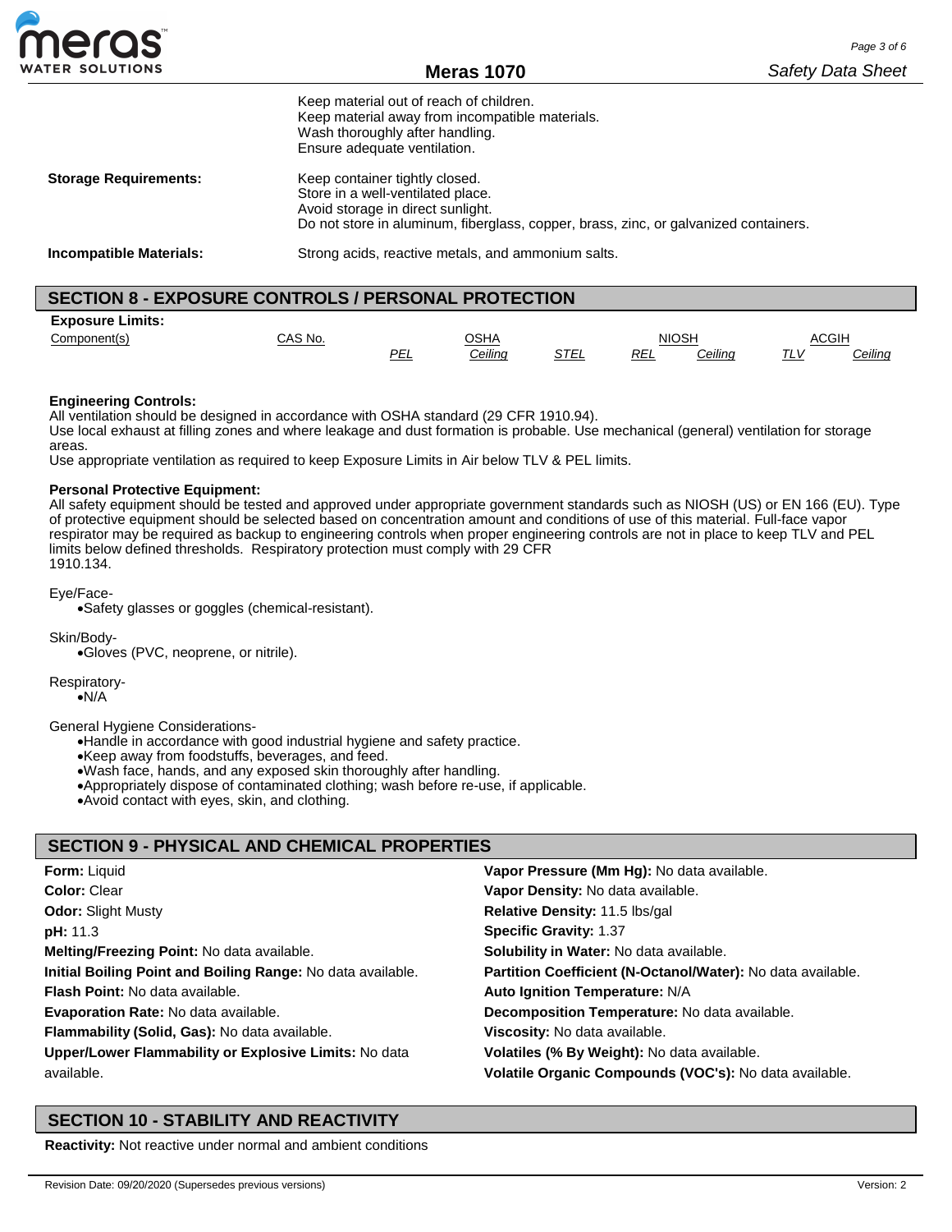Keep material out of reach of children.
Keep material away from incompatible materials.
Wash thoroughly after handling.
Ensure adequate ventilation.

**Storage Requirements:** Keep container tightly closed.
Store in a well-ventilated place.
Avoid storage in direct sunlight.
Do not store in aluminum, fiberglass, copper, brass, zinc, or galvanized containers.

**Incompatible Materials:** Strong acids, reactive metals, and ammonium salts.

## SECTION 8 - EXPOSURE CONTROLS / PERSONAL PROTECTION

**Exposure Limits:**

| Component(s) | CAS No. | OSHA | | | NIOSH | | ACGIH | |
|---|---|---|---|---|---|---|---|---|
| | | PEL | Ceiling | STEL | REL | Ceiling | TLV | Ceiling |

**Engineering Controls:**
All ventilation should be designed in accordance with OSHA standard (29 CFR 1910.94).
Use local exhaust at filling zones and where leakage and dust formation is probable. Use mechanical (general) ventilation for storage areas.
Use appropriate ventilation as required to keep Exposure Limits in Air below TLV & PEL limits.

**Personal Protective Equipment:**
All safety equipment should be tested and approved under appropriate government standards such as NIOSH (US) or EN 166 (EU). Type of protective equipment should be selected based on concentration amount and conditions of use of this material. Full-face vapor respirator may be required as backup to engineering controls when proper engineering controls are not in place to keep TLV and PEL limits below defined thresholds. Respiratory protection must comply with 29 CFR 1910.134.

Eye/Face-
- Safety glasses or goggles (chemical-resistant).

Skin/Body-
- Gloves (PVC, neoprene, or nitrile).

Respiratory-
- N/A

General Hygiene Considerations-
- Handle in accordance with good industrial hygiene and safety practice.
- Keep away from foodstuffs, beverages, and feed.
- Wash face, hands, and any exposed skin thoroughly after handling.
- Appropriately dispose of contaminated clothing; wash before re-use, if applicable.
- Avoid contact with eyes, skin, and clothing.

## SECTION 9 - PHYSICAL AND CHEMICAL PROPERTIES

**Form:** Liquid
**Color:** Clear
**Odor:** Slight Musty
**pH:** 11.3
**Melting/Freezing Point:** No data available.
**Initial Boiling Point and Boiling Range:** No data available.
**Flash Point:** No data available.
**Evaporation Rate:** No data available.
**Flammability (Solid, Gas):** No data available.
**Upper/Lower Flammability or Explosive Limits:** No data available.
**Vapor Pressure (Mm Hg):** No data available.
**Vapor Density:** No data available.
**Relative Density:** 11.5 lbs/gal
**Specific Gravity:** 1.37
**Solubility in Water:** No data available.
**Partition Coefficient (N-Octanol/Water):** No data available.
**Auto Ignition Temperature:** N/A
**Decomposition Temperature:** No data available.
**Viscosity:** No data available.
**Volatiles (% By Weight):** No data available.
**Volatile Organic Compounds (VOC's):** No data available.

## SECTION 10 - STABILITY AND REACTIVITY

**Reactivity:** Not reactive under normal and ambient conditions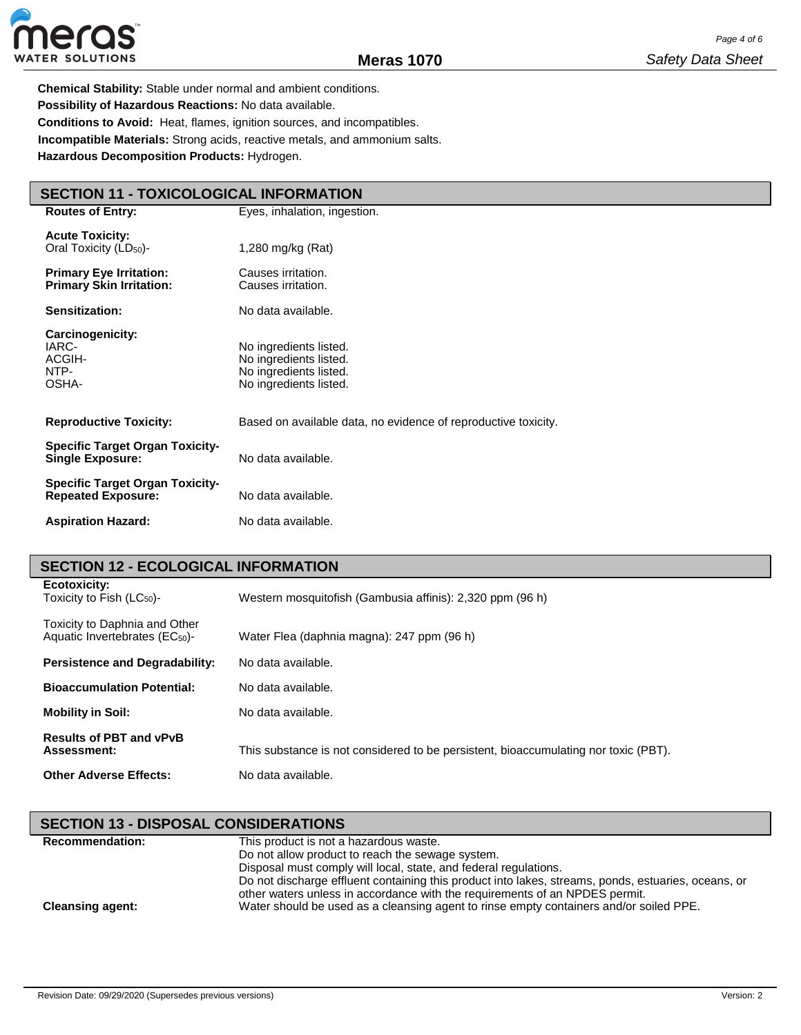**Chemical Stability:** Stable under normal and ambient conditions.
**Possibility of Hazardous Reactions:** No data available.
**Conditions to Avoid:** Heat, flames, ignition sources, and incompatibles.
**Incompatible Materials:** Strong acids, reactive metals, and ammonium salts.
**Hazardous Decomposition Products:** Hydrogen.

## SECTION 11 - TOXICOLOGICAL INFORMATION

**Routes of Entry:** Eyes, inhalation, ingestion.

**Acute Toxicity:**
Oral Toxicity ($LD_{50}$)- 1,280 mg/kg (Rat)

**Primary Eye Irritation:** Causes irritation.
**Primary Skin Irritation:** Causes irritation.

**Sensitization:** No data available.

**Carcinogenicity:**
IARC- No ingredients listed.
ACGIH- No ingredients listed.
NTP- No ingredients listed.
OSHA- No ingredients listed.

**Reproductive Toxicity:** Based on available data, no evidence of reproductive toxicity.

**Specific Target Organ Toxicity-Single Exposure:** No data available.

**Specific Target Organ Toxicity-Repeated Exposure:** No data available.

**Aspiration Hazard:** No data available.

## SECTION 12 - ECOLOGICAL INFORMATION

**Ecotoxicity:**
Toxicity to Fish ($LC_{50}$)- Western mosquitofish (Gambusia affinis): 2,320 ppm (96 h)

Toxicity to Daphnia and Other Aquatic Invertebrates ($EC_{50}$)- Water Flea (daphnia magna): 247 ppm (96 h)

**Persistence and Degradability:** No data available.

**Bioaccumulation Potential:** No data available.

**Mobility in Soil:** No data available.

**Results of PBT and vPvB Assessment:** This substance is not considered to be persistent, bioaccumulating nor toxic (PBT).

**Other Adverse Effects:** No data available.

## SECTION 13 - DISPOSAL CONSIDERATIONS

**Recommendation:** This product is not a hazardous waste.
Do not allow product to reach the sewage system.
Disposal must comply will local, state, and federal regulations.
Do not discharge effluent containing this product into lakes, streams, ponds, estuaries, oceans, or other waters unless in accordance with the requirements of an NPDES permit.

**Cleansing agent:** Water should be used as a cleansing agent to rinse empty containers and/or soiled PPE.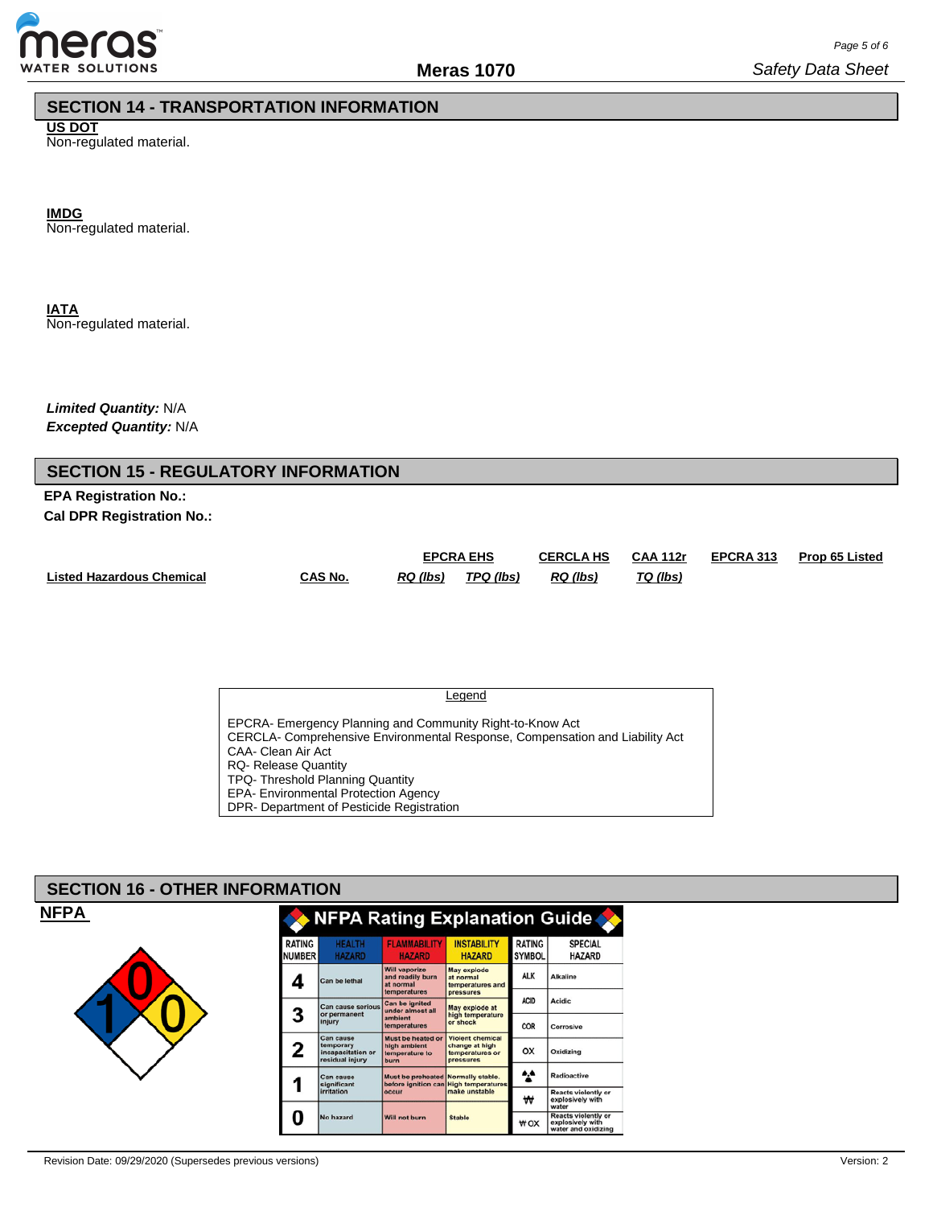## SECTION 14 - TRANSPORTATION INFORMATION

**US DOT**

Non-regulated material.

**IMDG**

Non-regulated material.

**IATA**

Non-regulated material.

***Limited Quantity:*** N/A

***Excepted Quantity:*** N/A

## SECTION 15 - REGULATORY INFORMATION

**EPA Registration No.:**

**Cal DPR Registration No.:**

| Listed Hazardous Chemical | CAS No. | EPCRA EHS | | CERCLA HS | CAA 112r | EPCRA 313 | Prop 65 Listed |
|---|---|---|---|---|---|---|---|
| | | *RQ (lbs)* | *TPQ (lbs)* | *RQ (lbs)* | *TQ (lbs)* | | |

Legend

EPCRA- Emergency Planning and Community Right-to-Know Act
CERCLA- Comprehensive Environmental Response, Compensation and Liability Act
CAA- Clean Air Act
RQ- Release Quantity
TPQ- Threshold Planning Quantity
EPA- Environmental Protection Agency
DPR- Department of Pesticide Registration

## SECTION 16 - OTHER INFORMATION

**NFPA**

Health: 1, Flammability: 0, Instability: 0

**NFPA Rating Explanation Guide**

| RATING NUMBER | HEALTH HAZARD | FLAMMABILITY HAZARD | INSTABILITY HAZARD |
|---|---|---|---|
| 4 | Can be lethal | Will vaporize and readily burn at normal temperatures | May explode at normal temperatures and pressures |
| 3 | Can cause serious or permanent injury | Can be ignited under almost all ambient temperatures | May explode at high temperature or shock |
| 2 | Can cause temporary incapacitation or residual injury | Must be heated or high ambient temperature to burn | Violent chemical change at high temperatures or pressures |
| 1 | Can cause significant irritation | Must be preheated before ignition can occur | Normally stable. High temperatures make unstable |
| 0 | No hazard | Will not burn | Stable |

| RATING SYMBOL | SPECIAL HAZARD |
|---|---|
| ALK | Alkaline |
| ACID | Acidic |
| COR | Corrosive |
| OX | Oxidizing |
| (radioactive symbol) | Radioactive |
| ₩ | Reacts violently or explosively with water |
| ₩ OX | Reacts violently or explosively with water and oxidizing |

Revision Date: 09/29/2020 (Supersedes previous versions) Version: 2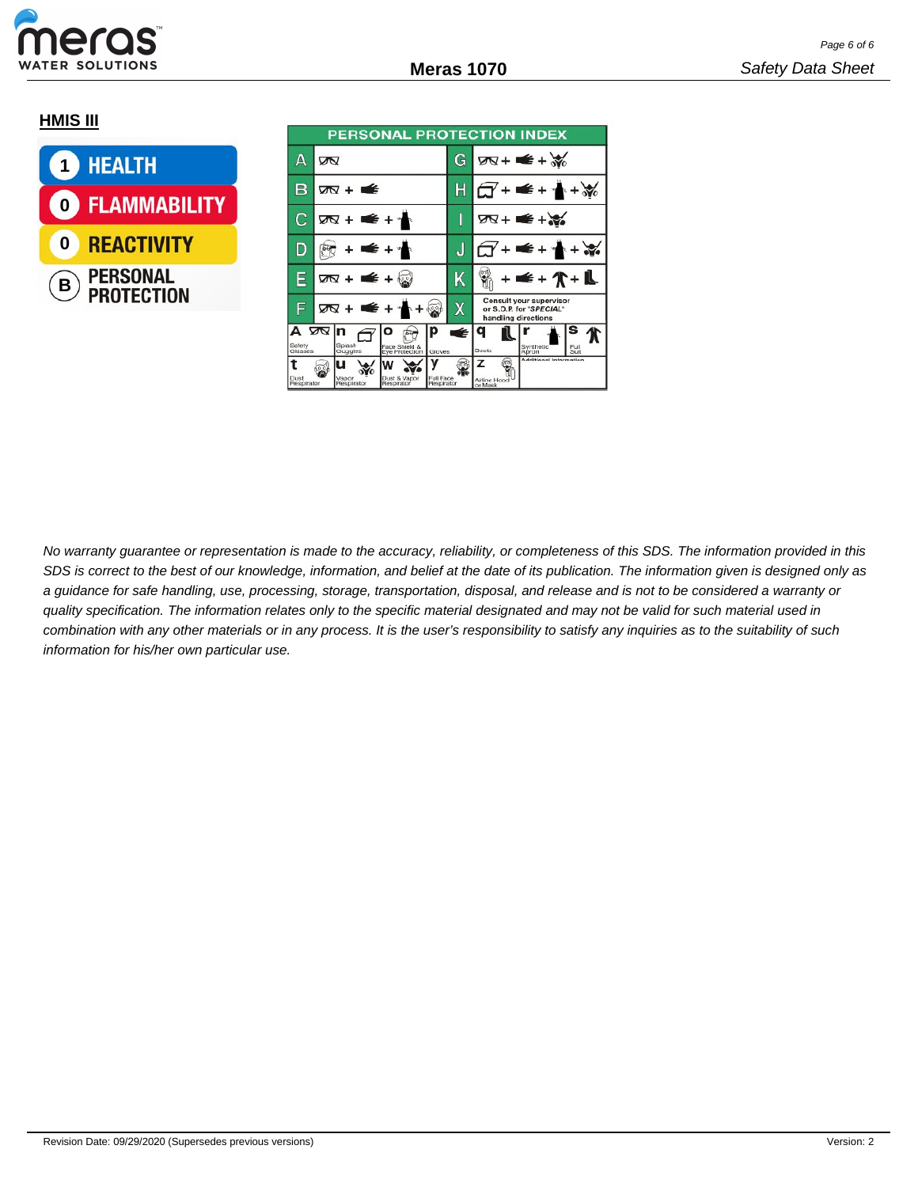## HMIS III

| | |
|---|---|
| HEALTH | 1 |
| FLAMMABILITY | 0 |
| REACTIVITY | 0 |
| PERSONAL PROTECTION | B |

**PERSONAL PROTECTION INDEX**

| | | | |
|---|---|---|---|
| A | Safety Glasses | G | Safety Glasses + Gloves + Dust & Vapor Respirator |
| B | Safety Glasses + Gloves | H | Splash Goggles + Gloves + Synthetic Apron + Dust & Vapor Respirator |
| C | Safety Glasses + Gloves + Synthetic Apron | I | Safety Glasses + Gloves + Dust & Vapor Respirator |
| D | Face Shield & Eye Protection + Gloves + Synthetic Apron | J | Splash Goggles + Gloves + Synthetic Apron + Dust & Vapor Respirator |
| E | Safety Glasses + Gloves + Dust Respirator | K | Airline Hood or Mask + Gloves + Full Suit + Boots |
| F | Safety Glasses + Gloves + Synthetic Apron + Dust Respirator | X | Consult your supervisor or S.O.P. for "SPECIAL" handling directions |

| | | | | | | |
|---|---|---|---|---|---|---|
| a Safety Glasses | n Splash Goggles | o Face Shield & Eye Protection | p Gloves | q Boots | r Synthetic Apron | s Full Suit |
| t Dust Respirator | u Vapor Respirator | w Dust & Vapor Respirator | y Full Face Respirator | z Airline Hood or Mask | Additional Information | |

*No warranty guarantee or representation is made to the accuracy, reliability, or completeness of this SDS. The information provided in this SDS is correct to the best of our knowledge, information, and belief at the date of its publication. The information given is designed only as a guidance for safe handling, use, processing, storage, transportation, disposal, and release and is not to be considered a warranty or quality specification. The information relates only to the specific material designated and may not be valid for such material used in combination with any other materials or in any process. It is the user's responsibility to satisfy any inquiries as to the suitability of such information for his/her own particular use.*